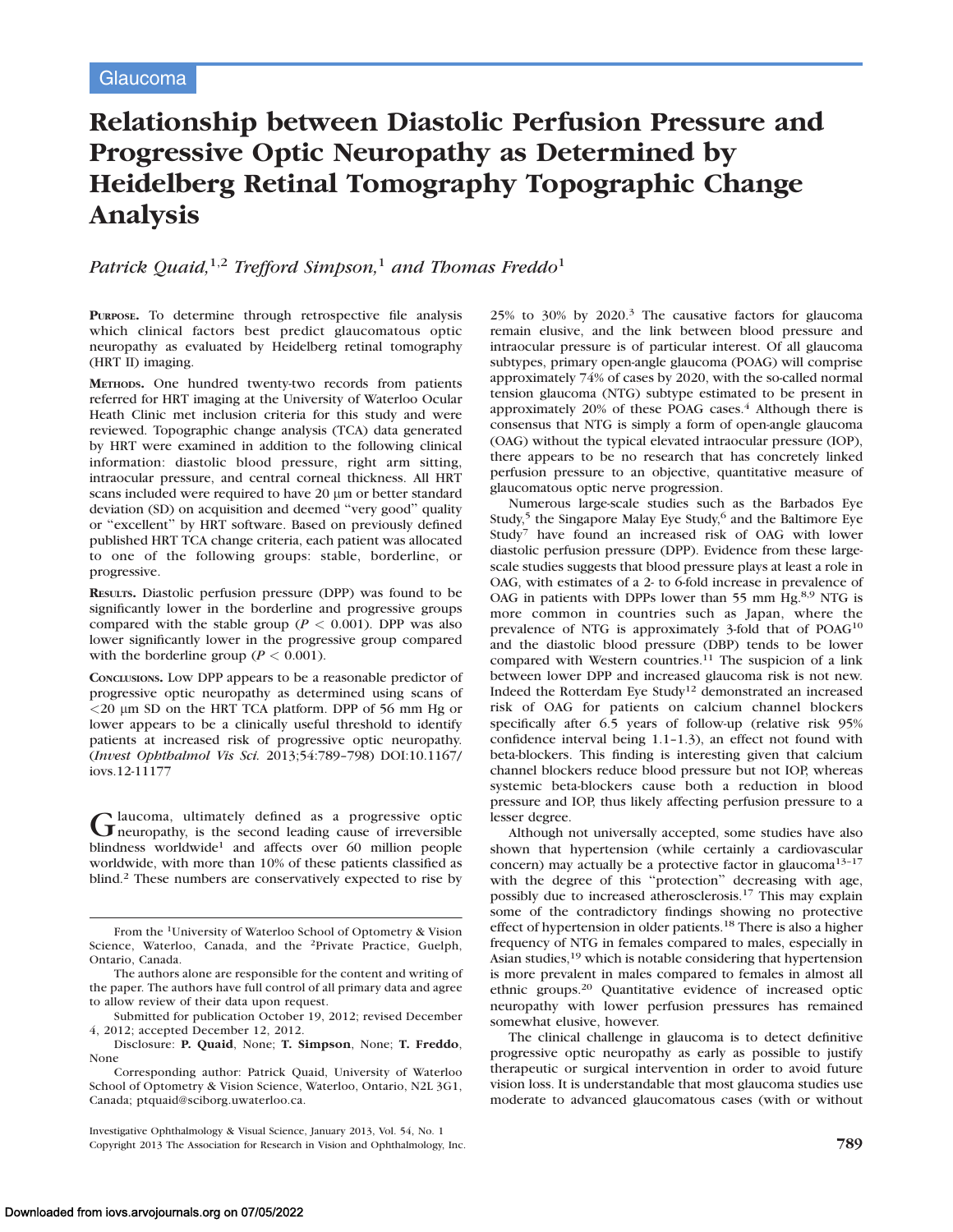Glaucoma

# Relationship between Diastolic Perfusion Pressure and Progressive Optic Neuropathy as Determined by Heidelberg Retinal Tomography Topographic Change Analysis

*Patrick Quaid,*[1,2] *Trefford Simpson,*[1] *and Thomas Freddo*[1]

**Purpose.** To determine through retrospective file analysis which clinical factors best predict glaucomatous optic neuropathy as evaluated by Heidelberg retinal tomography (HRT II) imaging.

**Methods.** One hundred twenty-two records from patients referred for HRT imaging at the University of Waterloo Ocular Heath Clinic met inclusion criteria for this study and were reviewed. Topographic change analysis (TCA) data generated by HRT were examined in addition to the following clinical information: diastolic blood pressure, right arm sitting, intraocular pressure, and central corneal thickness. All HRT scans included were required to have 20 μm or better standard deviation (SD) on acquisition and deemed "very good" quality or "excellent" by HRT software. Based on previously defined published HRT TCA change criteria, each patient was allocated to one of the following groups: stable, borderline, or progressive.

**Results.** Diastolic perfusion pressure (DPP) was found to be significantly lower in the borderline and progressive groups compared with the stable group ($P < 0.001$). DPP was also lower significantly lower in the progressive group compared with the borderline group ($P < 0.001$).

**Conclusions.** Low DPP appears to be a reasonable predictor of progressive optic neuropathy as determined using scans of <20 μm SD on the HRT TCA platform. DPP of 56 mm Hg or lower appears to be a clinically useful threshold to identify patients at increased risk of progressive optic neuropathy. (*Invest Ophthalmol Vis Sci.* 2013;54:789–798) DOI:10.1167/iovs.12-11177

Glaucoma, ultimately defined as a progressive optic neuropathy, is the second leading cause of irreversible blindness worldwide[1] and affects over 60 million people worldwide, with more than 10% of these patients classified as blind.[2] These numbers are conservatively expected to rise by 25% to 30% by 2020.[3] The causative factors for glaucoma remain elusive, and the link between blood pressure and intraocular pressure is of particular interest. Of all glaucoma subtypes, primary open-angle glaucoma (POAG) will comprise approximately 74% of cases by 2020, with the so-called normal tension glaucoma (NTG) subtype estimated to be present in approximately 20% of these POAG cases.[4] Although there is consensus that NTG is simply a form of open-angle glaucoma (OAG) without the typical elevated intraocular pressure (IOP), there appears to be no research that has concretely linked perfusion pressure to an objective, quantitative measure of glaucomatous optic nerve progression.

Numerous large-scale studies such as the Barbados Eye Study,[5] the Singapore Malay Eye Study,[6] and the Baltimore Eye Study[7] have found an increased risk of OAG with lower diastolic perfusion pressure (DPP). Evidence from these large-scale studies suggests that blood pressure plays at least a role in OAG, with estimates of a 2- to 6-fold increase in prevalence of OAG in patients with DPPs lower than 55 mm Hg.[8,9] NTG is more common in countries such as Japan, where the prevalence of NTG is approximately 3-fold that of POAG[10] and the diastolic blood pressure (DBP) tends to be lower compared with Western countries.[11] The suspicion of a link between lower DPP and increased glaucoma risk is not new. Indeed the Rotterdam Eye Study[12] demonstrated an increased risk of OAG for patients on calcium channel blockers specifically after 6.5 years of follow-up (relative risk 95% confidence interval being 1.1–1.3), an effect not found with beta-blockers. This finding is interesting given that calcium channel blockers reduce blood pressure but not IOP, whereas systemic beta-blockers cause both a reduction in blood pressure and IOP, thus likely affecting perfusion pressure to a lesser degree.

Although not universally accepted, some studies have also shown that hypertension (while certainly a cardiovascular concern) may actually be a protective factor in glaucoma[13–17] with the degree of this "protection" decreasing with age, possibly due to increased atherosclerosis.[17] This may explain some of the contradictory findings showing no protective effect of hypertension in older patients.[18] There is also a higher frequency of NTG in females compared to males, especially in Asian studies,[19] which is notable considering that hypertension is more prevalent in males compared to females in almost all ethnic groups.[20] Quantitative evidence of increased optic neuropathy with lower perfusion pressures has remained somewhat elusive, however.

The clinical challenge in glaucoma is to detect definitive progressive optic neuropathy as early as possible to justify therapeutic or surgical intervention in order to avoid future vision loss. It is understandable that most glaucoma studies use moderate to advanced glaucomatous cases (with or without

From the [1]University of Waterloo School of Optometry & Vision Science, Waterloo, Canada, and the [2]Private Practice, Guelph, Ontario, Canada.

The authors alone are responsible for the content and writing of the paper. The authors have full control of all primary data and agree to allow review of their data upon request.

Submitted for publication October 19, 2012; revised December 4, 2012; accepted December 12, 2012.

Disclosure: **P. Quaid**, None; **T. Simpson**, None; **T. Freddo**, None

Corresponding author: Patrick Quaid, University of Waterloo School of Optometry & Vision Science, Waterloo, Ontario, N2L 3G1, Canada; ptquaid@sciborg.uwaterloo.ca.

Copyright 2013 The Association for Research in Vision and Ophthalmology, Inc.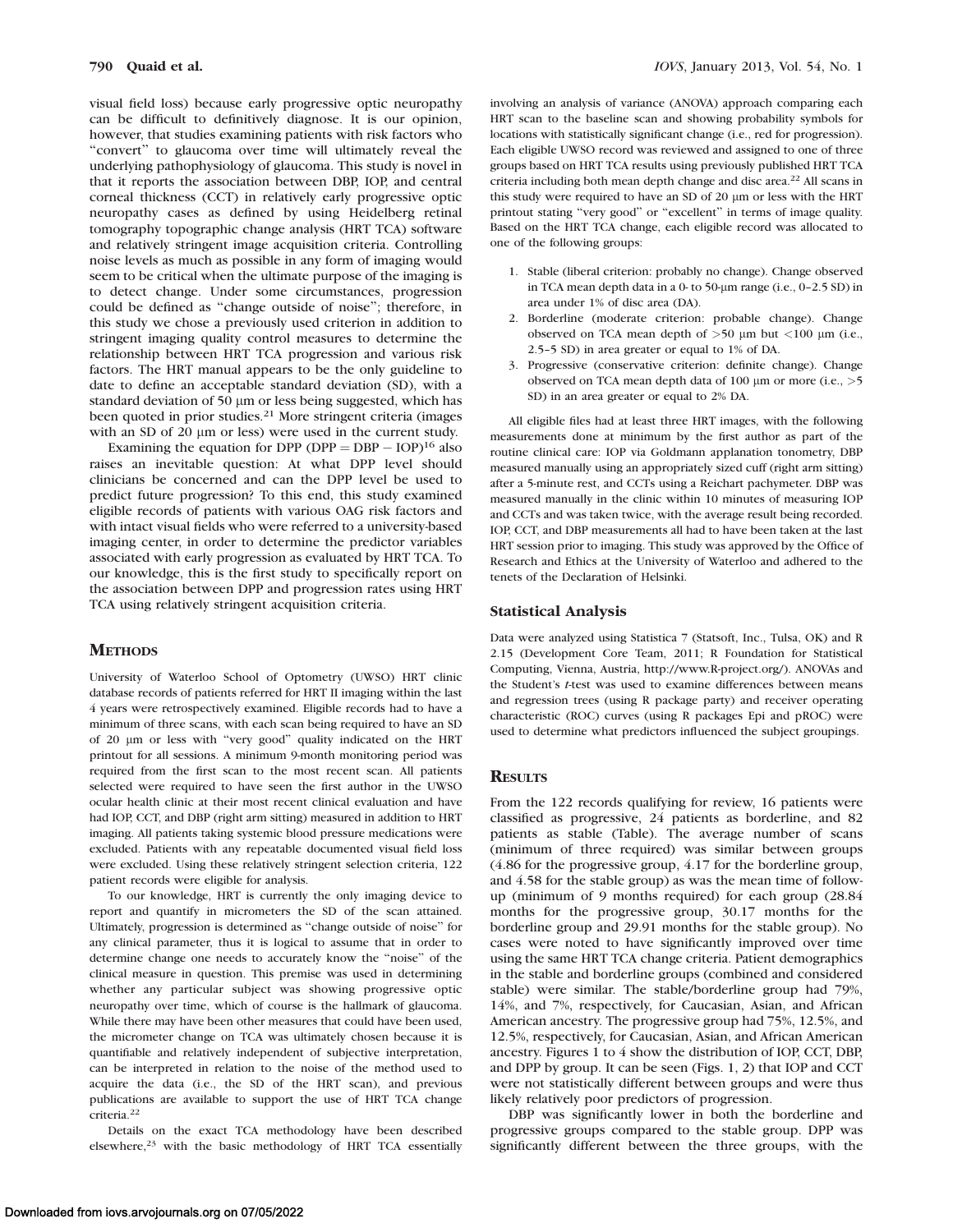visual field loss) because early progressive optic neuropathy can be difficult to definitively diagnose. It is our opinion, however, that studies examining patients with risk factors who "convert" to glaucoma over time will ultimately reveal the underlying pathophysiology of glaucoma. This study is novel in that it reports the association between DBP, IOP, and central corneal thickness (CCT) in relatively early progressive optic neuropathy cases as defined by using Heidelberg retinal tomography topographic change analysis (HRT TCA) software and relatively stringent image acquisition criteria. Controlling noise levels as much as possible in any form of imaging would seem to be critical when the ultimate purpose of the imaging is to detect change. Under some circumstances, progression could be defined as "change outside of noise"; therefore, in this study we chose a previously used criterion in addition to stringent imaging quality control measures to determine the relationship between HRT TCA progression and various risk factors. The HRT manual appears to be the only guideline to date to define an acceptable standard deviation (SD), with a standard deviation of 50 μm or less being suggested, which has been quoted in prior studies.[21] More stringent criteria (images with an SD of 20 μm or less) were used in the current study.

Examining the equation for DPP ($DPP = DBP - IOP$)[16] also raises an inevitable question: At what DPP level should clinicians be concerned and can the DPP level be used to predict future progression? To this end, this study examined eligible records of patients with various OAG risk factors and with intact visual fields who were referred to a university-based imaging center, in order to determine the predictor variables associated with early progression as evaluated by HRT TCA. To our knowledge, this is the first study to specifically report on the association between DPP and progression rates using HRT TCA using relatively stringent acquisition criteria.

## METHODS

University of Waterloo School of Optometry (UWSO) HRT clinic database records of patients referred for HRT II imaging within the last 4 years were retrospectively examined. Eligible records had to have a minimum of three scans, with each scan being required to have an SD of 20 μm or less with "very good" quality indicated on the HRT printout for all sessions. A minimum 9-month monitoring period was required from the first scan to the most recent scan. All patients selected were required to have seen the first author in the UWSO ocular health clinic at their most recent clinical evaluation and have had IOP, CCT, and DBP (right arm sitting) measured in addition to HRT imaging. All patients taking systemic blood pressure medications were excluded. Patients with any repeatable documented visual field loss were excluded. Using these relatively stringent selection criteria, 122 patient records were eligible for analysis.

To our knowledge, HRT is currently the only imaging device to report and quantify in micrometers the SD of the scan attained. Ultimately, progression is determined as "change outside of noise" for any clinical parameter, thus it is logical to assume that in order to determine change one needs to accurately know the "noise" of the clinical measure in question. This premise was used in determining whether any particular subject was showing progressive optic neuropathy over time, which of course is the hallmark of glaucoma. While there may have been other measures that could have been used, the micrometer change on TCA was ultimately chosen because it is quantifiable and relatively independent of subjective interpretation, can be interpreted in relation to the noise of the method used to acquire the data (i.e., the SD of the HRT scan), and previous publications are available to support the use of HRT TCA change criteria.[22]

Details on the exact TCA methodology have been described elsewhere,[23] with the basic methodology of HRT TCA essentially involving an analysis of variance (ANOVA) approach comparing each HRT scan to the baseline scan and showing probability symbols for locations with statistically significant change (i.e., red for progression). Each eligible UWSO record was reviewed and assigned to one of three groups based on HRT TCA results using previously published HRT TCA criteria including both mean depth change and disc area.[22] All scans in this study were required to have an SD of 20 μm or less with the HRT printout stating "very good" or "excellent" in terms of image quality. Based on the HRT TCA change, each eligible record was allocated to one of the following groups:

1. Stable (liberal criterion: probably no change). Change observed in TCA mean depth data in a 0- to 50-μm range (i.e., 0–2.5 SD) in area under 1% of disc area (DA).
2. Borderline (moderate criterion: probable change). Change observed on TCA mean depth of >50 μm but <100 μm (i.e., 2.5–5 SD) in area greater or equal to 1% of DA.
3. Progressive (conservative criterion: definite change). Change observed on TCA mean depth data of 100 μm or more (i.e., >5 SD) in an area greater or equal to 2% DA.

All eligible files had at least three HRT images, with the following measurements done at minimum by the first author as part of the routine clinical care: IOP via Goldmann applanation tonometry, DBP measured manually using an appropriately sized cuff (right arm sitting) after a 5-minute rest, and CCTs using a Reichart pachymeter. DBP was measured manually in the clinic within 10 minutes of measuring IOP and CCTs and was taken twice, with the average result being recorded. IOP, CCT, and DBP measurements all had to have been taken at the last HRT session prior to imaging. This study was approved by the Office of Research and Ethics at the University of Waterloo and adhered to the tenets of the Declaration of Helsinki.

### Statistical Analysis

Data were analyzed using Statistica 7 (Statsoft, Inc., Tulsa, OK) and R 2.15 (Development Core Team, 2011; R Foundation for Statistical Computing, Vienna, Austria, http://www.R-project.org/). ANOVAs and the Student's *t*-test was used to examine differences between means and regression trees (using R package party) and receiver operating characteristic (ROC) curves (using R packages Epi and pROC) were used to determine what predictors influenced the subject groupings.

## RESULTS

From the 122 records qualifying for review, 16 patients were classified as progressive, 24 patients as borderline, and 82 patients as stable (Table). The average number of scans (minimum of three required) was similar between groups (4.86 for the progressive group, 4.17 for the borderline group, and 4.58 for the stable group) as was the mean time of follow-up (minimum of 9 months required) for each group (28.84 months for the progressive group, 30.17 months for the borderline group and 29.91 months for the stable group). No cases were noted to have significantly improved over time using the same HRT TCA change criteria. Patient demographics in the stable and borderline groups (combined and considered stable) were similar. The stable/borderline group had 79%, 14%, and 7%, respectively, for Caucasian, Asian, and African American ancestry. The progressive group had 75%, 12.5%, and 12.5%, respectively, for Caucasian, Asian, and African American ancestry. Figures 1 to 4 show the distribution of IOP, CCT, DBP, and DPP by group. It can be seen (Figs. 1, 2) that IOP and CCT were not statistically different between groups and were thus likely relatively poor predictors of progression.

DBP was significantly lower in both the borderline and progressive groups compared to the stable group. DPP was significantly different between the three groups, with the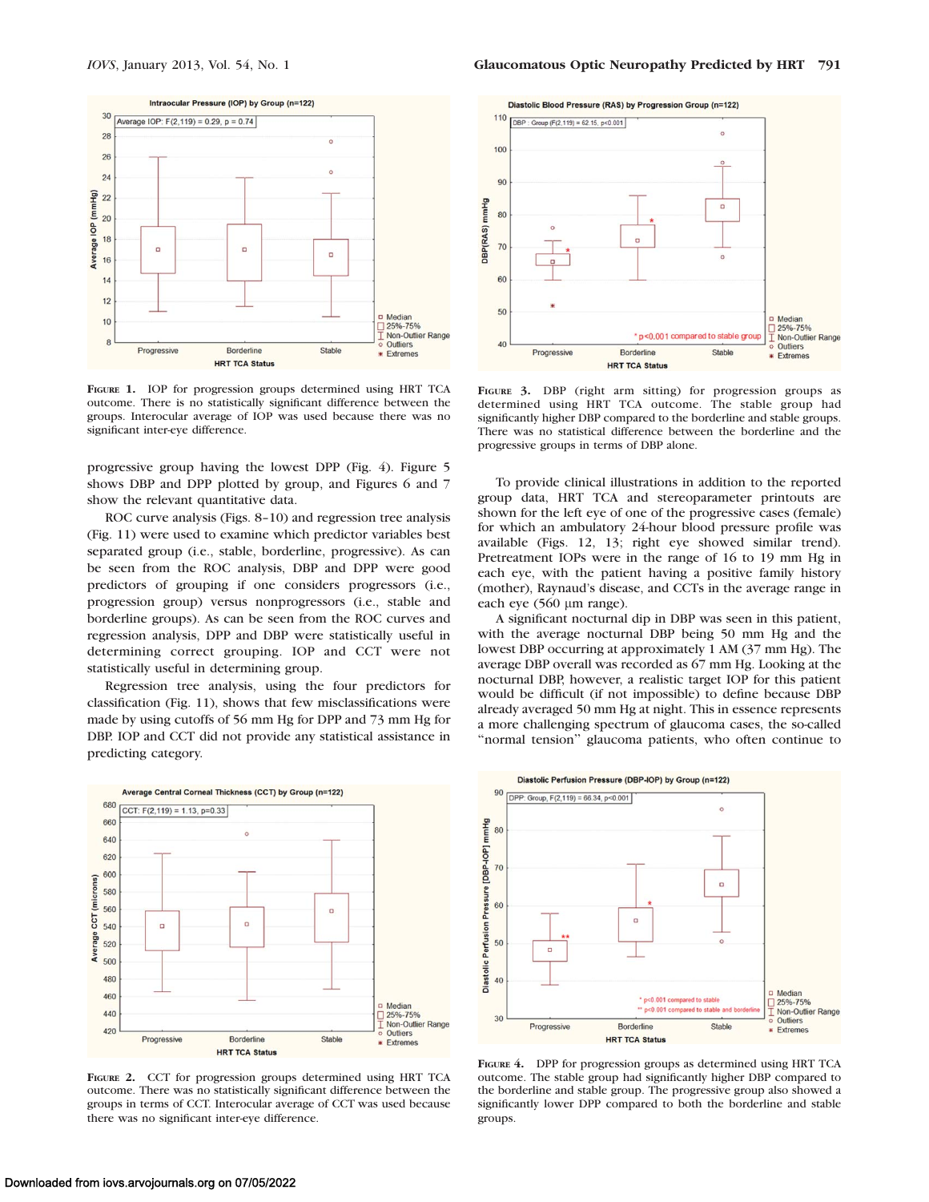FIGURE 1. IOP for progression groups determined using HRT TCA outcome. There is no statistically significant difference between the groups. Interocular average of IOP was used because there was no significant inter-eye difference.

FIGURE 3. DBP (right arm sitting) for progression groups as determined using HRT TCA outcome. The stable group had significantly higher DBP compared to the borderline and stable groups. There was no statistical difference between the borderline and the progressive groups in terms of DBP alone.

progressive group having the lowest DPP (Fig. 4). Figure 5 shows DBP and DPP plotted by group, and Figures 6 and 7 show the relevant quantitative data.

ROC curve analysis (Figs. 8–10) and regression tree analysis (Fig. 11) were used to examine which predictor variables best separated group (i.e., stable, borderline, progressive). As can be seen from the ROC analysis, DBP and DPP were good predictors of grouping if one considers progressors (i.e., progression group) versus nonprogressors (i.e., stable and borderline groups). As can be seen from the ROC curves and regression analysis, DPP and DBP were statistically useful in determining correct grouping. IOP and CCT were not statistically useful in determining group.

Regression tree analysis, using the four predictors for classification (Fig. 11), shows that few misclassifications were made by using cutoffs of 56 mm Hg for DPP and 73 mm Hg for DBP. IOP and CCT did not provide any statistical assistance in predicting category.

To provide clinical illustrations in addition to the reported group data, HRT TCA and stereoparameter printouts are shown for the left eye of one of the progressive cases (female) for which an ambulatory 24-hour blood pressure profile was available (Figs. 12, 13; right eye showed similar trend). Pretreatment IOPs were in the range of 16 to 19 mm Hg in each eye, with the patient having a positive family history (mother), Raynaud's disease, and CCTs in the average range in each eye (560 μm range).

A significant nocturnal dip in DBP was seen in this patient, with the average nocturnal DBP being 50 mm Hg and the lowest DBP occurring at approximately 1 AM (37 mm Hg). The average DBP overall was recorded as 67 mm Hg. Looking at the nocturnal DBP, however, a realistic target IOP for this patient would be difficult (if not impossible) to define because DBP already averaged 50 mm Hg at night. This in essence represents a more challenging spectrum of glaucoma cases, the so-called "normal tension" glaucoma patients, who often continue to

FIGURE 2. CCT for progression groups determined using HRT TCA outcome. There was no statistically significant difference between the groups in terms of CCT. Interocular average of CCT was used because there was no significant inter-eye difference.

FIGURE 4. DPP for progression groups as determined using HRT TCA outcome. The stable group had significantly higher DBP compared to the borderline and stable group. The progressive group also showed a significantly lower DPP compared to both the borderline and stable groups.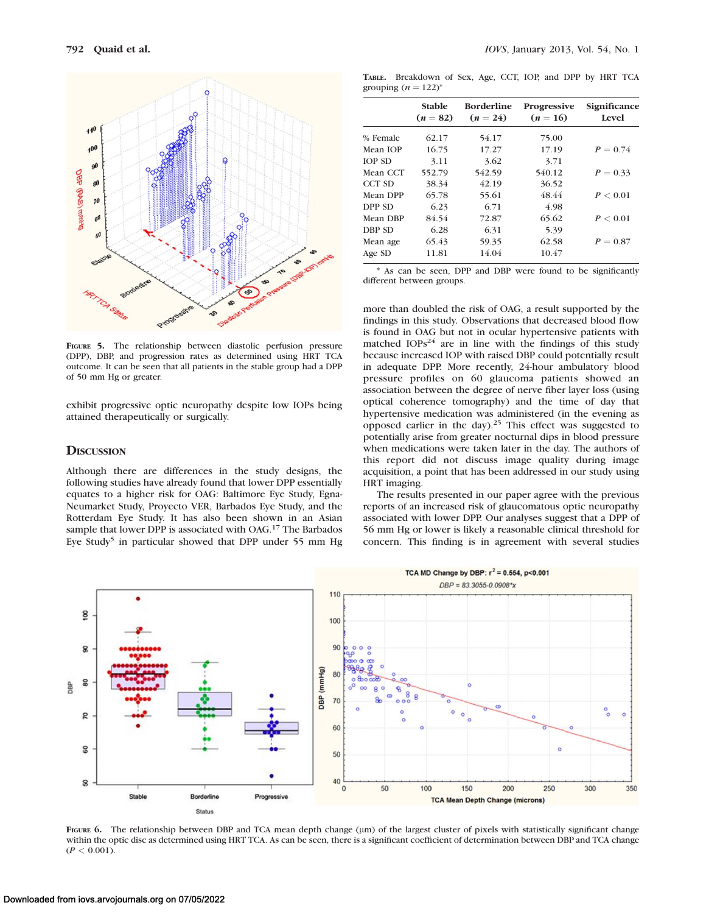Figure 5. The relationship between diastolic perfusion pressure (DPP), DBP, and progression rates as determined using HRT TCA outcome. It can be seen that all patients in the stable group had a DPP of 50 mm Hg or greater.

exhibit progressive optic neuropathy despite low IOPs being attained therapeutically or surgically.

## Discussion

Although there are differences in the study designs, the following studies have already found that lower DPP essentially equates to a higher risk for OAG: Baltimore Eye Study, Egna-Neumarket Study, Proyecto VER, Barbados Eye Study, and the Rotterdam Eye Study. It has also been shown in an Asian sample that lower DPP is associated with OAG.[17] The Barbados Eye Study[5] in particular showed that DPP under 55 mm Hg more than doubled the risk of OAG, a result supported by the findings in this study. Observations that decreased blood flow is found in OAG but not in ocular hypertensive patients with matched IOPs[24] are in line with the findings of this study because increased IOP with raised DBP could potentially result in adequate DPP. More recently, 24-hour ambulatory blood pressure profiles on 60 glaucoma patients showed an association between the degree of nerve fiber layer loss (using optical coherence tomography) and the time of day that hypertensive medication was administered (in the evening as opposed earlier in the day).[25] This effect was suggested to potentially arise from greater nocturnal dips in blood pressure when medications were taken later in the day. The authors of this report did not discuss image quality during image acquisition, a point that has been addressed in our study using HRT imaging.

The results presented in our paper agree with the previous reports of an increased risk of glaucomatous optic neuropathy associated with lower DPP. Our analyses suggest that a DPP of 56 mm Hg or lower is likely a reasonable clinical threshold for concern. This finding is in agreement with several studies

Table. Breakdown of Sex, Age, CCT, IOP, and DPP by HRT TCA grouping ($n = 122$)*

| | Stable ($n = 82$) | Borderline ($n = 24$) | Progressive ($n = 16$) | Significance Level |
|---|---|---|---|---|
| % Female | 62.17 | 54.17 | 75.00 | |
| Mean IOP | 16.75 | 17.27 | 17.19 | $P = 0.74$ |
| IOP SD | 3.11 | 3.62 | 3.71 | |
| Mean CCT | 552.79 | 542.59 | 540.12 | $P = 0.33$ |
| CCT SD | 38.34 | 42.19 | 36.52 | |
| Mean DPP | 65.78 | 55.61 | 48.44 | $P < 0.01$ |
| DPP SD | 6.23 | 6.71 | 4.98 | |
| Mean DBP | 84.54 | 72.87 | 65.62 | $P < 0.01$ |
| DBP SD | 6.28 | 6.31 | 5.39 | |
| Mean age | 65.43 | 59.35 | 62.58 | $P = 0.87$ |
| Age SD | 11.81 | 14.04 | 10.47 | |

* As can be seen, DPP and DBP were found to be significantly different between groups.

Figure 6. The relationship between DBP and TCA mean depth change (µm) of the largest cluster of pixels with statistically significant change within the optic disc as determined using HRT TCA. As can be seen, there is a significant coefficient of determination between DBP and TCA change ($P < 0.001$).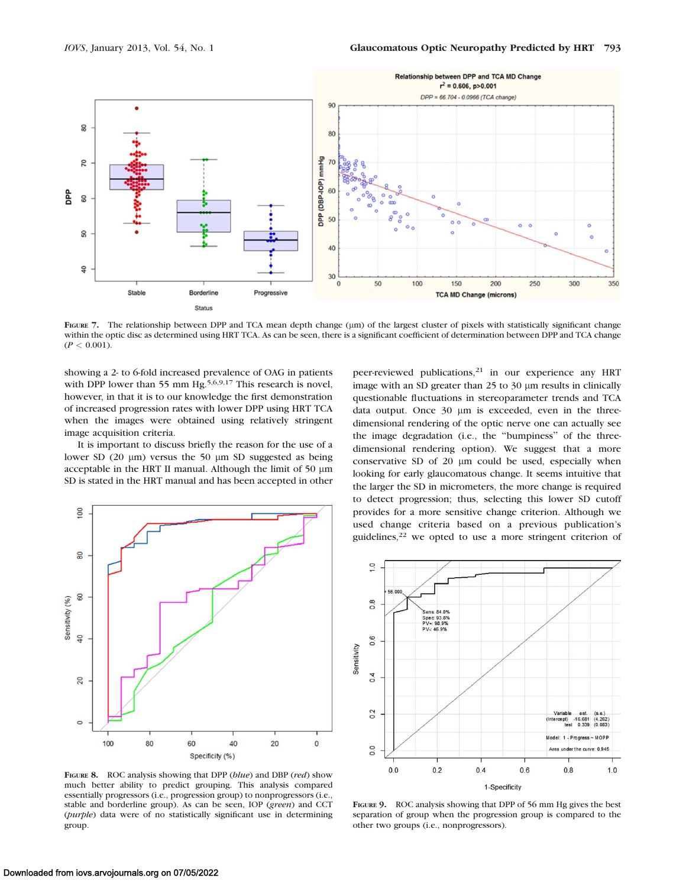FIGURE 7. The relationship between DPP and TCA mean depth change (µm) of the largest cluster of pixels with statistically significant change within the optic disc as determined using HRT TCA. As can be seen, there is a significant coefficient of determination between DPP and TCA change ($P < 0.001$).

showing a 2- to 6-fold increased prevalence of OAG in patients with DPP lower than 55 mm Hg.[5,6,9,17] This research is novel, however, in that it is to our knowledge the first demonstration of increased progression rates with lower DPP using HRT TCA when the images were obtained using relatively stringent image acquisition criteria.

It is important to discuss briefly the reason for the use of a lower SD (20 µm) versus the 50 µm SD suggested as being acceptable in the HRT II manual. Although the limit of 50 µm SD is stated in the HRT manual and has been accepted in other peer-reviewed publications,[21] in our experience any HRT image with an SD greater than 25 to 30 µm results in clinically questionable fluctuations in stereoparameter trends and TCA data output. Once 30 µm is exceeded, even in the three-dimensional rendering of the optic nerve one can actually see the image degradation (i.e., the "bumpiness" of the three-dimensional rendering option). We suggest that a more conservative SD of 20 µm could be used, especially when looking for early glaucomatous change. It seems intuitive that the larger the SD in micrometers, the more change is required to detect progression; thus, selecting this lower SD cutoff provides for a more sensitive change criterion. Although we used change criteria based on a previous publication's guidelines,[22] we opted to use a more stringent criterion of

FIGURE 8. ROC analysis showing that DPP (*blue*) and DBP (*red*) show much better ability to predict grouping. This analysis compared essentially progressors (i.e., progression group) to nonprogressors (i.e., stable and borderline group). As can be seen, IOP (*green*) and CCT (*purple*) data were of no statistically significant use in determining group.

FIGURE 9. ROC analysis showing that DPP of 56 mm Hg gives the best separation of group when the progression group is compared to the other two groups (i.e., nonprogressors).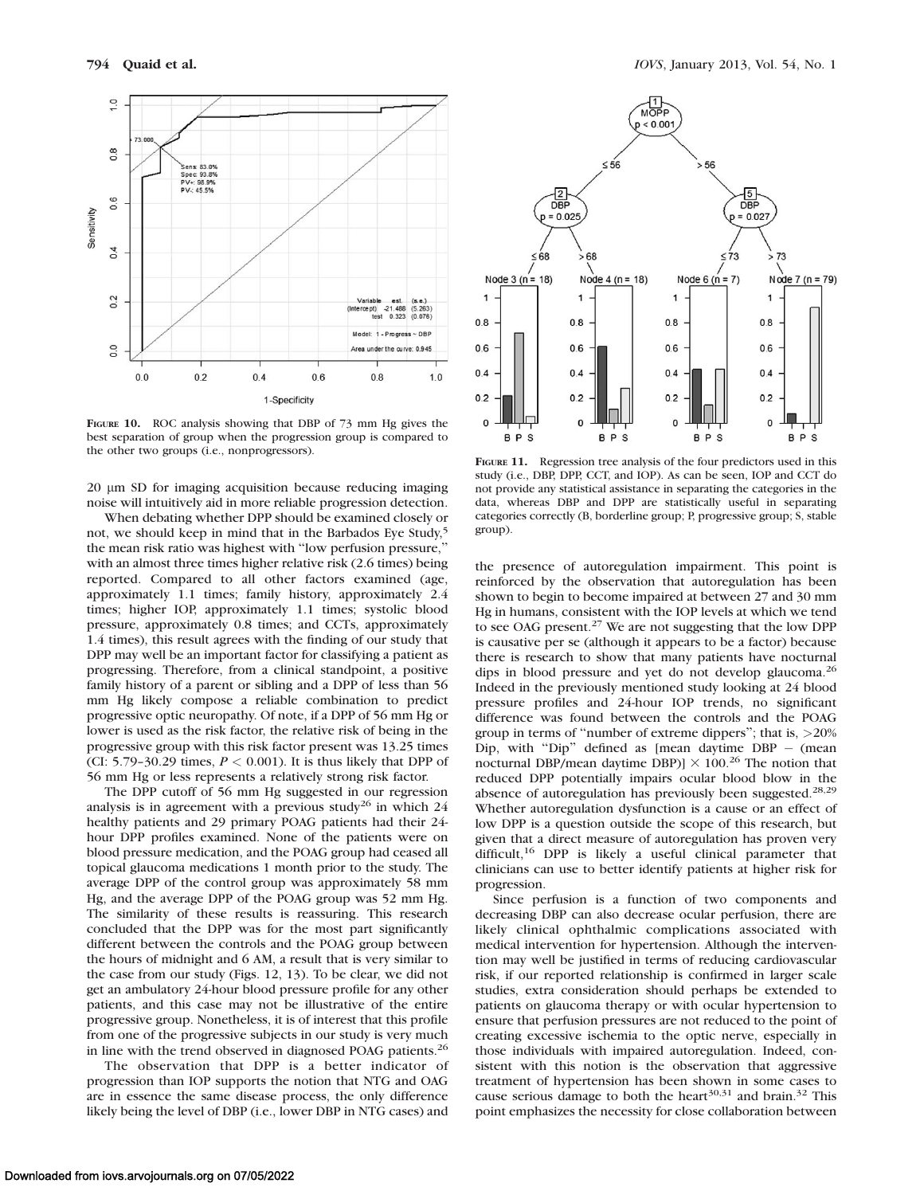FIGURE 10. ROC analysis showing that DBP of 73 mm Hg gives the best separation of group when the progression group is compared to the other two groups (i.e., nonprogressors).

20 μm SD for imaging acquisition because reducing imaging noise will intuitively aid in more reliable progression detection.

When debating whether DPP should be examined closely or not, we should keep in mind that in the Barbados Eye Study,[5] the mean risk ratio was highest with "low perfusion pressure," with an almost three times higher relative risk (2.6 times) being reported. Compared to all other factors examined (age, approximately 1.1 times; family history, approximately 2.4 times; higher IOP, approximately 1.1 times; systolic blood pressure, approximately 0.8 times; and CCTs, approximately 1.4 times), this result agrees with the finding of our study that DPP may well be an important factor for classifying a patient as progressing. Therefore, from a clinical standpoint, a positive family history of a parent or sibling and a DPP of less than 56 mm Hg likely compose a reliable combination to predict progressive optic neuropathy. Of note, if a DPP of 56 mm Hg or lower is used as the risk factor, the relative risk of being in the progressive group with this risk factor present was 13.25 times (CI: 5.79–30.29 times, $P < 0.001$). It is thus likely that DPP of 56 mm Hg or less represents a relatively strong risk factor.

The DPP cutoff of 56 mm Hg suggested in our regression analysis is in agreement with a previous study[26] in which 24 healthy patients and 29 primary POAG patients had their 24-hour DPP profiles examined. None of the patients were on blood pressure medication, and the POAG group had ceased all topical glaucoma medications 1 month prior to the study. The average DPP of the control group was approximately 58 mm Hg, and the average DPP of the POAG group was 52 mm Hg. The similarity of these results is reassuring. This research concluded that the DPP was for the most part significantly different between the controls and the POAG group between the hours of midnight and 6 AM, a result that is very similar to the case from our study (Figs. 12, 13). To be clear, we did not get an ambulatory 24-hour blood pressure profile for any other patients, and this case may not be illustrative of the entire progressive group. Nonetheless, it is of interest that this profile from one of the progressive subjects in our study is very much in line with the trend observed in diagnosed POAG patients.[26]

The observation that DPP is a better indicator of progression than IOP supports the notion that NTG and OAG are in essence the same disease process, the only difference likely being the level of DBP (i.e., lower DBP in NTG cases) and

FIGURE 11. Regression tree analysis of the four predictors used in this study (i.e., DBP, DPP, CCT, and IOP). As can be seen, IOP and CCT do not provide any statistical assistance in separating the categories in the data, whereas DBP and DPP are statistically useful in separating categories correctly (B, borderline group; P, progressive group; S, stable group).

the presence of autoregulation impairment. This point is reinforced by the observation that autoregulation has been shown to begin to become impaired at between 27 and 30 mm Hg in humans, consistent with the IOP levels at which we tend to see OAG present.[27] We are not suggesting that the low DPP is causative per se (although it appears to be a factor) because there is research to show that many patients have nocturnal dips in blood pressure and yet do not develop glaucoma.[26] Indeed in the previously mentioned study looking at 24 blood pressure profiles and 24-hour IOP trends, no significant difference was found between the controls and the POAG group in terms of "number of extreme dippers"; that is, >20% Dip, with "Dip" defined as [mean daytime DBP − (mean nocturnal DBP/mean daytime DBP)] × 100.[26] The notion that reduced DPP potentially impairs ocular blood flow in the absence of autoregulation has previously been suggested.[28,29] Whether autoregulation dysfunction is a cause or an effect of low DPP is a question outside the scope of this research, but given that a direct measure of autoregulation has proven very difficult,[16] DPP is likely a useful clinical parameter that clinicians can use to better identify patients at higher risk for progression.

Since perfusion is a function of two components and decreasing DBP can also decrease ocular perfusion, there are likely clinical ophthalmic complications associated with medical intervention for hypertension. Although the intervention may well be justified in terms of reducing cardiovascular risk, if our reported relationship is confirmed in larger scale studies, extra consideration should perhaps be extended to patients on glaucoma therapy or with ocular hypertension to ensure that perfusion pressures are not reduced to the point of creating excessive ischemia to the optic nerve, especially in those individuals with impaired autoregulation. Indeed, consistent with this notion is the observation that aggressive treatment of hypertension has been shown in some cases to cause serious damage to both the heart[30,31] and brain.[32] This point emphasizes the necessity for close collaboration between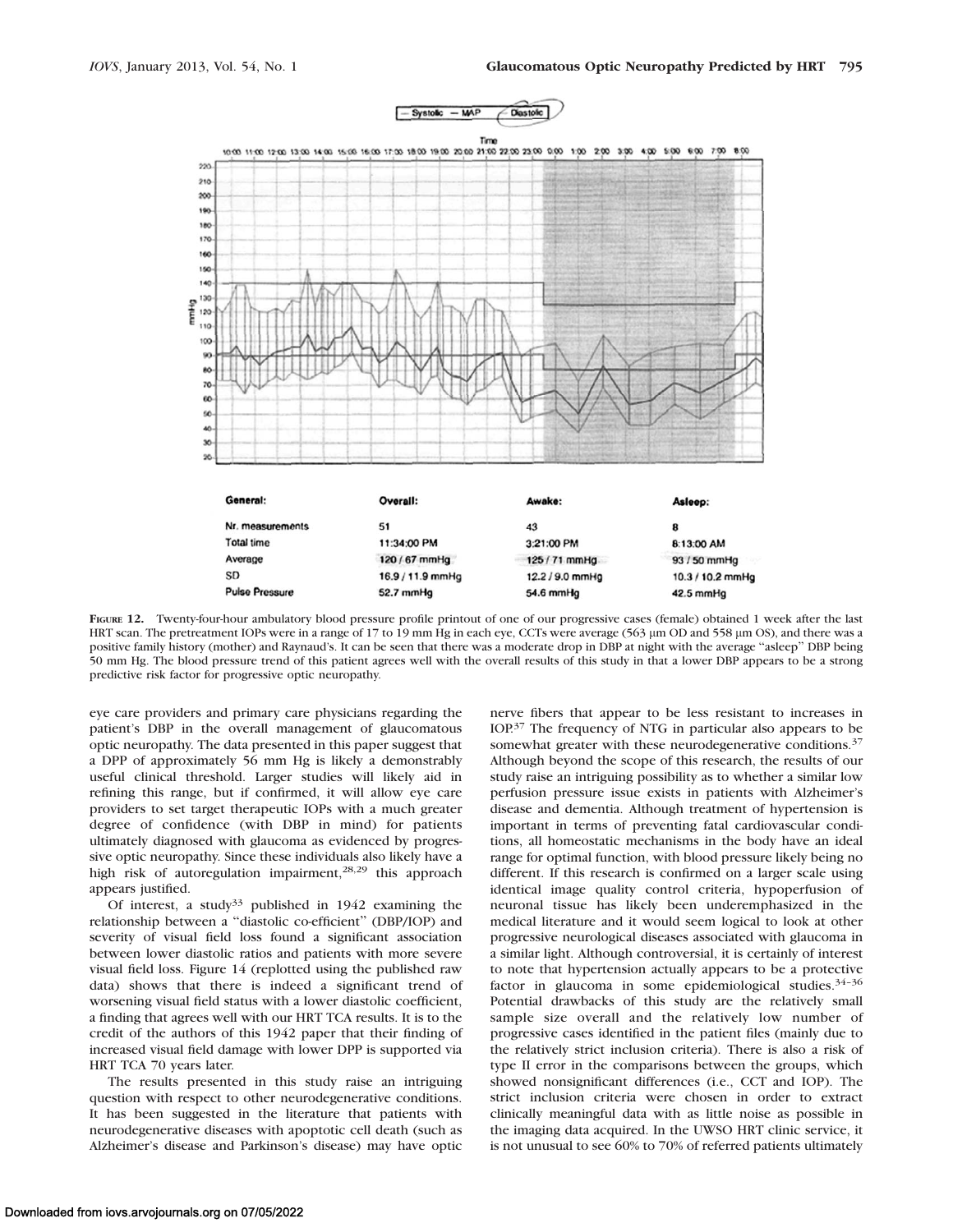| General: | Overall: | Awake: | Asleep: |
|---|---|---|---|
| Nr. measurements | 51 | 43 | 8 |
| Total time | 11:34:00 PM | 3:21:00 PM | 8:13:00 AM |
| Average | 120 / 67 mmHg | 125 / 71 mmHg | 93 / 50 mmHg |
| SD | 16.9 / 11.9 mmHg | 12.2 / 9.0 mmHg | 10.3 / 10.2 mmHg |
| Pulse Pressure | 52.7 mmHg | 54.6 mmHg | 42.5 mmHg |

**Figure 12.** Twenty-four-hour ambulatory blood pressure profile printout of one of our progressive cases (female) obtained 1 week after the last HRT scan. The pretreatment IOPs were in a range of 17 to 19 mm Hg in each eye, CCTs were average (563 µm OD and 558 µm OS), and there was a positive family history (mother) and Raynaud's. It can be seen that there was a moderate drop in DBP at night with the average "asleep" DBP being 50 mm Hg. The blood pressure trend of this patient agrees well with the overall results of this study in that a lower DBP appears to be a strong predictive risk factor for progressive optic neuropathy.

eye care providers and primary care physicians regarding the patient's DBP in the overall management of glaucomatous optic neuropathy. The data presented in this paper suggest that a DPP of approximately 56 mm Hg is likely a demonstrably useful clinical threshold. Larger studies will likely aid in refining this range, but if confirmed, it will allow eye care providers to set target therapeutic IOPs with a much greater degree of confidence (with DBP in mind) for patients ultimately diagnosed with glaucoma as evidenced by progressive optic neuropathy. Since these individuals also likely have a high risk of autoregulation impairment,[28,29] this approach appears justified.

Of interest, a study[33] published in 1942 examining the relationship between a "diastolic co-efficient" (DBP/IOP) and severity of visual field loss found a significant association between lower diastolic ratios and patients with more severe visual field loss. Figure 14 (replotted using the published raw data) shows that there is indeed a significant trend of worsening visual field status with a lower diastolic coefficient, a finding that agrees well with our HRT TCA results. It is to the credit of the authors of this 1942 paper that their finding of increased visual field damage with lower DPP is supported via HRT TCA 70 years later.

The results presented in this study raise an intriguing question with respect to other neurodegenerative conditions. It has been suggested in the literature that patients with neurodegenerative diseases with apoptotic cell death (such as Alzheimer's disease and Parkinson's disease) may have optic nerve fibers that appear to be less resistant to increases in IOP.[37] The frequency of NTG in particular also appears to be somewhat greater with these neurodegenerative conditions.[37] Although beyond the scope of this research, the results of our study raise an intriguing possibility as to whether a similar low perfusion pressure issue exists in patients with Alzheimer's disease and dementia. Although treatment of hypertension is important in terms of preventing fatal cardiovascular conditions, all homeostatic mechanisms in the body have an ideal range for optimal function, with blood pressure likely being no different. If this research is confirmed on a larger scale using identical image quality control criteria, hypoperfusion of neuronal tissue has likely been underemphasized in the medical literature and it would seem logical to look at other progressive neurological diseases associated with glaucoma in a similar light. Although controversial, it is certainly of interest to note that hypertension actually appears to be a protective factor in glaucoma in some epidemiological studies.[34–36] Potential drawbacks of this study are the relatively small sample size overall and the relatively low number of progressive cases identified in the patient files (mainly due to the relatively strict inclusion criteria). There is also a risk of type II error in the comparisons between the groups, which showed nonsignificant differences (i.e., CCT and IOP). The strict inclusion criteria were chosen in order to extract clinically meaningful data with as little noise as possible in the imaging data acquired. In the UWSO HRT clinic service, it is not unusual to see 60% to 70% of referred patients ultimately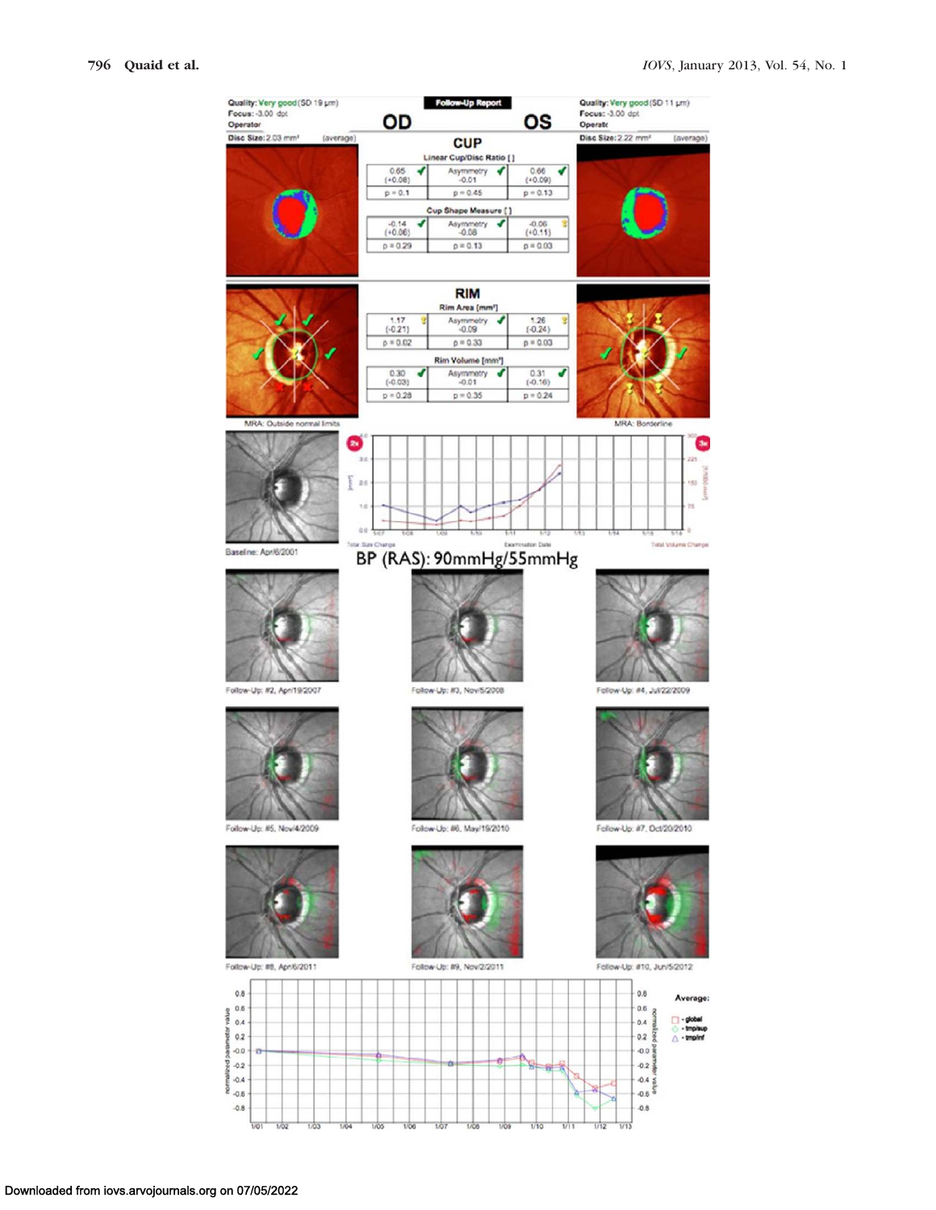Quality: Very good (SD 19 µm)
Focus: -3.00 dpt
Operator
Disc Size: 2.03 mm² (average)

**Follow-Up Report**

**OD** **OS**

Quality: Very good (SD 11 µm)
Focus: -3.00 dpt
Operator
Disc Size: 2.22 mm² (average)

## CUP

**Linear Cup/Disc Ratio [ ]**

| OD | Asymmetry | OS |
|---|---|---|
| 0.65 (+0.08) | -0.01 | 0.66 (+0.09) |
| p = 0.1 | p = 0.45 | p = 0.13 |

**Cup Shape Measure [ ]**

| OD | Asymmetry | OS |
|---|---|---|
| -0.14 (+0.06) | -0.08 | -0.06 (+0.11) |
| p = 0.29 | p = 0.13 | p = 0.03 |

## RIM

**Rim Area [mm²]**

| OD | Asymmetry | OS |
|---|---|---|
| 1.17 (-0.21) | -0.09 | 1.26 (-0.24) |
| p = 0.02 | p = 0.33 | p = 0.03 |

**Rim Volume [mm³]**

| OD | Asymmetry | OS |
|---|---|---|
| 0.30 (-0.03) | -0.01 | 0.31 (-0.16) |
| p = 0.28 | p = 0.35 | p = 0.24 |

MRA: Outside normal limits

MRA: Borderline

Baseline: Apr/6/2001

Total Size Change | Examination Date | Total Volume Change

BP (RAS): 90mmHg/55mmHg

Follow-Up: #2, Apr/19/2007

Follow-Up: #3, Nov/5/2008

Follow-Up: #4, Jul/22/2009

Follow-Up: #5, Nov/4/2009

Follow-Up: #6, May/19/2010

Follow-Up: #7, Oct/20/2010

Follow-Up: #8, Apr/6/2011

Follow-Up: #9, Nov/2/2011

Follow-Up: #10, Jun/5/2012

normalized parameter value

Average:
- global
- tmp/sup
- tmp/inf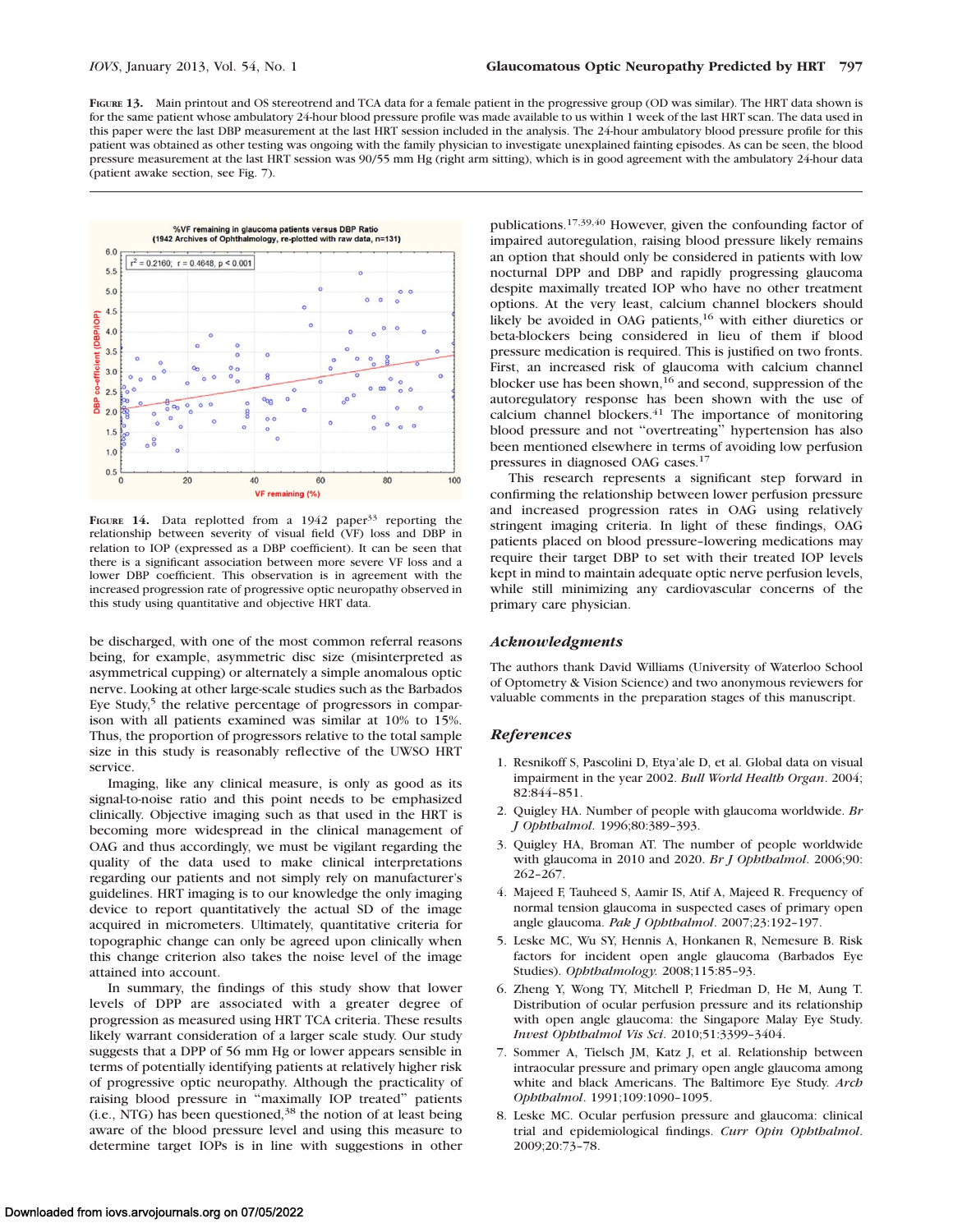FIGURE 13. Main printout and OS stereotrend and TCA data for a female patient in the progressive group (OD was similar). The HRT data shown is for the same patient whose ambulatory 24-hour blood pressure profile was made available to us within 1 week of the last HRT scan. The data used in this paper were the last DBP measurement at the last HRT session included in the analysis. The 24-hour ambulatory blood pressure profile for this patient was obtained as other testing was ongoing with the family physician to investigate unexplained fainting episodes. As can be seen, the blood pressure measurement at the last HRT session was 90/55 mm Hg (right arm sitting), which is in good agreement with the ambulatory 24-hour data (patient awake section, see Fig. 7).

%VF remaining in glaucoma patients versus DBP Ratio
(1942 Archives of Ophthalmology, re-plotted with raw data, n=131)

$r^2$ = 0.2160; r = 0.4648, p < 0.001

DBP co-efficient (DBP/IOP)

6.0
5.5
5.0
4.5
4.0
3.5
3.0
2.5
2.0
1.5
1.0
0.5

0
20
40
60
80
100

VF remaining (%)

FIGURE 14. Data replotted from a 1942 paper[33] reporting the relationship between severity of visual field (VF) loss and DBP in relation to IOP (expressed as a DBP coefficient). It can be seen that there is a significant association between more severe VF loss and a lower DBP coefficient. This observation is in agreement with the increased progression rate of progressive optic neuropathy observed in this study using quantitative and objective HRT data.

be discharged, with one of the most common referral reasons being, for example, asymmetric disc size (misinterpreted as asymmetrical cupping) or alternately a simple anomalous optic nerve. Looking at other large-scale studies such as the Barbados Eye Study,[5] the relative percentage of progressors in comparison with all patients examined was similar at 10% to 15%. Thus, the proportion of progressors relative to the total sample size in this study is reasonably reflective of the UWSO HRT service.

Imaging, like any clinical measure, is only as good as its signal-to-noise ratio and this point needs to be emphasized clinically. Objective imaging such as that used in the HRT is becoming more widespread in the clinical management of OAG and thus accordingly, we must be vigilant regarding the quality of the data used to make clinical interpretations regarding our patients and not simply rely on manufacturer's guidelines. HRT imaging is to our knowledge the only imaging device to report quantitatively the actual SD of the image acquired in micrometers. Ultimately, quantitative criteria for topographic change can only be agreed upon clinically when this change criterion also takes the noise level of the image attained into account.

In summary, the findings of this study show that lower levels of DPP are associated with a greater degree of progression as measured using HRT TCA criteria. These results likely warrant consideration of a larger scale study. Our study suggests that a DPP of 56 mm Hg or lower appears sensible in terms of potentially identifying patients at relatively higher risk of progressive optic neuropathy. Although the practicality of raising blood pressure in "maximally IOP treated" patients (i.e., NTG) has been questioned,[38] the notion of at least being aware of the blood pressure level and using this measure to determine target IOPs is in line with suggestions in other publications.[17,39,40] However, given the confounding factor of impaired autoregulation, raising blood pressure likely remains an option that should only be considered in patients with low nocturnal DPP and DBP and rapidly progressing glaucoma despite maximally treated IOP who have no other treatment options. At the very least, calcium channel blockers should likely be avoided in OAG patients,[16] with either diuretics or beta-blockers being considered in lieu of them if blood pressure medication is required. This is justified on two fronts. First, an increased risk of glaucoma with calcium channel blocker use has been shown,[16] and second, suppression of the autoregulatory response has been shown with the use of calcium channel blockers.[41] The importance of monitoring blood pressure and not "overtreating" hypertension has also been mentioned elsewhere in terms of avoiding low perfusion pressures in diagnosed OAG cases.[17]

This research represents a significant step forward in confirming the relationship between lower perfusion pressure and increased progression rates in OAG using relatively stringent imaging criteria. In light of these findings, OAG patients placed on blood pressure–lowering medications may require their target DBP to set with their treated IOP levels kept in mind to maintain adequate optic nerve perfusion levels, while still minimizing any cardiovascular concerns of the primary care physician.

## *Acknowledgments*

The authors thank David Williams (University of Waterloo School of Optometry & Vision Science) and two anonymous reviewers for valuable comments in the preparation stages of this manuscript.

## *References*

1. Resnikoff S, Pascolini D, Etya'ale D, et al. Global data on visual impairment in the year 2002. *Bull World Health Organ*. 2004; 82:844–851.
2. Quigley HA. Number of people with glaucoma worldwide. *Br J Ophthalmol*. 1996;80:389–393.
3. Quigley HA, Broman AT. The number of people worldwide with glaucoma in 2010 and 2020. *Br J Ophthalmol*. 2006;90: 262–267.
4. Majeed F, Tauheed S, Aamir IS, Atif A, Majeed R. Frequency of normal tension glaucoma in suspected cases of primary open angle glaucoma. *Pak J Ophthalmol*. 2007;23:192–197.
5. Leske MC, Wu SY, Hennis A, Honkanen R, Nemesure B. Risk factors for incident open angle glaucoma (Barbados Eye Studies). *Ophthalmology.* 2008;115:85–93.
6. Zheng Y, Wong TY, Mitchell P, Friedman D, He M, Aung T. Distribution of ocular perfusion pressure and its relationship with open angle glaucoma: the Singapore Malay Eye Study. *Invest Ophthalmol Vis Sci*. 2010;51:3399–3404.
7. Sommer A, Tielsch JM, Katz J, et al. Relationship between intraocular pressure and primary open angle glaucoma among white and black Americans. The Baltimore Eye Study. *Arch Ophthalmol*. 1991;109:1090–1095.
8. Leske MC. Ocular perfusion pressure and glaucoma: clinical trial and epidemiological findings. *Curr Opin Ophthalmol*. 2009;20:73–78.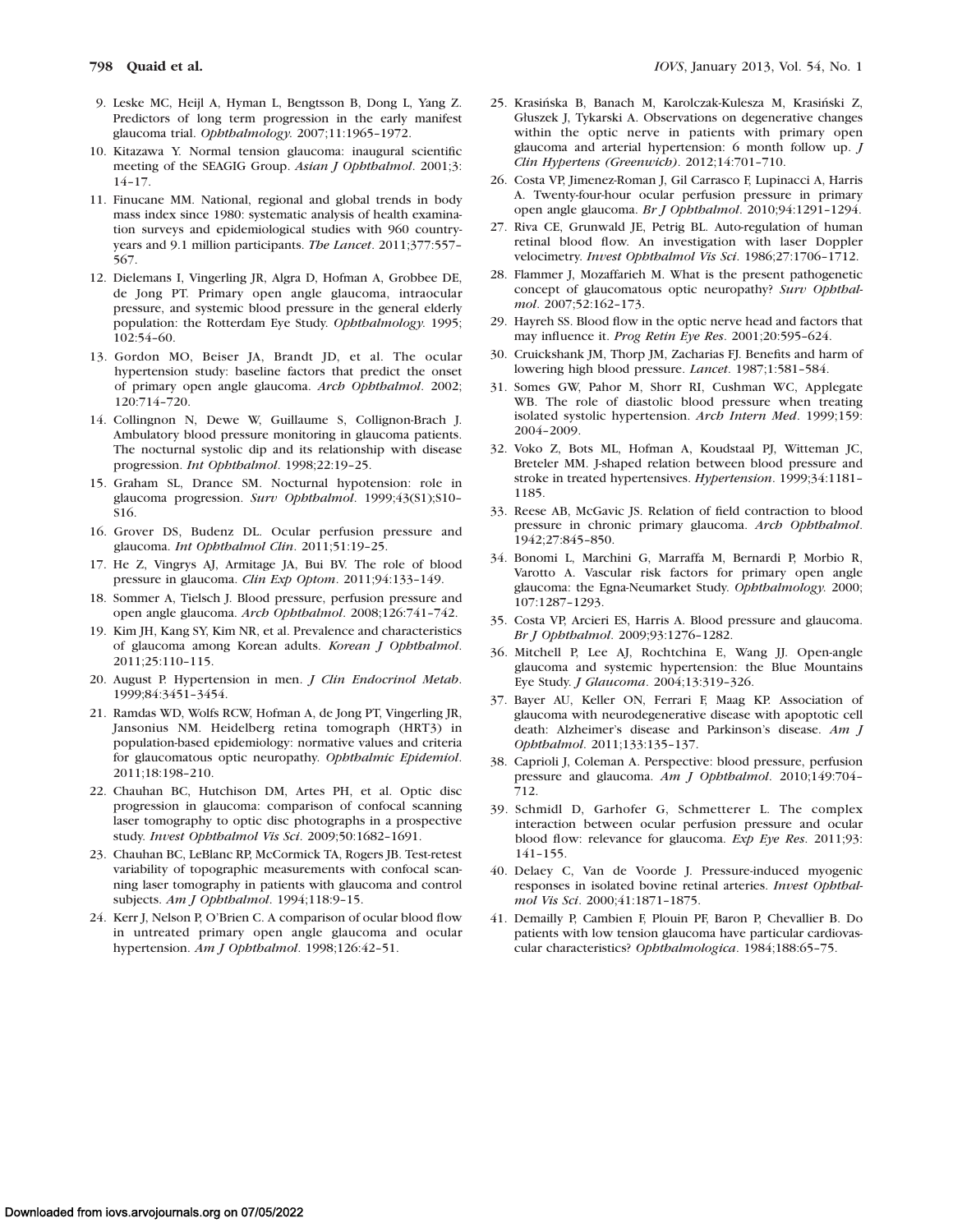9. Leske MC, Heijl A, Hyman L, Bengtsson B, Dong L, Yang Z. Predictors of long term progression in the early manifest glaucoma trial. *Ophthalmology.* 2007;11:1965–1972.
10. Kitazawa Y. Normal tension glaucoma: inaugural scientific meeting of the SEAGIG Group. *Asian J Ophthalmol*. 2001;3: 14–17.
11. Finucane MM. National, regional and global trends in body mass index since 1980: systematic analysis of health examination surveys and epidemiological studies with 960 country-years and 9.1 million participants. *The Lancet*. 2011;377:557–567.
12. Dielemans I, Vingerling JR, Algra D, Hofman A, Grobbee DE, de Jong PT. Primary open angle glaucoma, intraocular pressure, and systemic blood pressure in the general elderly population: the Rotterdam Eye Study. *Ophthalmology.* 1995; 102:54–60.
13. Gordon MO, Beiser JA, Brandt JD, et al. The ocular hypertension study: baseline factors that predict the onset of primary open angle glaucoma. *Arch Ophthalmol*. 2002; 120:714–720.
14. Collingnon N, Dewe W, Guillaume S, Collignon-Brach J. Ambulatory blood pressure monitoring in glaucoma patients. The nocturnal systolic dip and its relationship with disease progression. *Int Ophthalmol*. 1998;22:19–25.
15. Graham SL, Drance SM. Nocturnal hypotension: role in glaucoma progression. *Surv Ophthalmol*. 1999;43(S1);S10–S16.
16. Grover DS, Budenz DL. Ocular perfusion pressure and glaucoma. *Int Ophthalmol Clin*. 2011;51:19–25.
17. He Z, Vingrys AJ, Armitage JA, Bui BV. The role of blood pressure in glaucoma. *Clin Exp Optom*. 2011;94:133–149.
18. Sommer A, Tielsch J. Blood pressure, perfusion pressure and open angle glaucoma. *Arch Ophthalmol*. 2008;126:741–742.
19. Kim JH, Kang SY, Kim NR, et al. Prevalence and characteristics of glaucoma among Korean adults. *Korean J Ophthalmol*. 2011;25:110–115.
20. August P. Hypertension in men. *J Clin Endocrinol Metab*. 1999;84:3451–3454.
21. Ramdas WD, Wolfs RCW, Hofman A, de Jong PT, Vingerling JR, Jansonius NM. Heidelberg retina tomograph (HRT3) in population-based epidemiology: normative values and criteria for glaucomatous optic neuropathy. *Ophthalmic Epidemiol*. 2011;18:198–210.
22. Chauhan BC, Hutchison DM, Artes PH, et al. Optic disc progression in glaucoma: comparison of confocal scanning laser tomography to optic disc photographs in a prospective study. *Invest Ophthalmol Vis Sci*. 2009;50:1682–1691.
23. Chauhan BC, LeBlanc RP, McCormick TA, Rogers JB. Test-retest variability of topographic measurements with confocal scanning laser tomography in patients with glaucoma and control subjects. *Am J Ophthalmol*. 1994;118:9–15.
24. Kerr J, Nelson P, O'Brien C. A comparison of ocular blood flow in untreated primary open angle glaucoma and ocular hypertension. *Am J Ophthalmol*. 1998;126:42–51.
25. Krasińska B, Banach M, Karolczak-Kulesza M, Krasiński Z, Gluszek J, Tykarski A. Observations on degenerative changes within the optic nerve in patients with primary open glaucoma and arterial hypertension: 6 month follow up. *J Clin Hypertens (Greenwich)*. 2012;14:701–710.
26. Costa VP, Jimenez-Roman J, Gil Carrasco F, Lupinacci A, Harris A. Twenty-four-hour ocular perfusion pressure in primary open angle glaucoma. *Br J Ophthalmol*. 2010;94:1291–1294.
27. Riva CE, Grunwald JE, Petrig BL. Auto-regulation of human retinal blood flow. An investigation with laser Doppler velocimetry. *Invest Ophthalmol Vis Sci*. 1986;27:1706–1712.
28. Flammer J, Mozaffarieh M. What is the present pathogenetic concept of glaucomatous optic neuropathy? *Surv Ophthalmol*. 2007;52:162–173.
29. Hayreh SS. Blood flow in the optic nerve head and factors that may influence it. *Prog Retin Eye Res*. 2001;20:595–624.
30. Cruickshank JM, Thorp JM, Zacharias FJ. Benefits and harm of lowering high blood pressure. *Lancet*. 1987;1:581–584.
31. Somes GW, Pahor M, Shorr RI, Cushman WC, Applegate WB. The role of diastolic blood pressure when treating isolated systolic hypertension. *Arch Intern Med*. 1999;159: 2004–2009.
32. Voko Z, Bots ML, Hofman A, Koudstaal PJ, Witteman JC, Breteler MM. J-shaped relation between blood pressure and stroke in treated hypertensives. *Hypertension*. 1999;34:1181–1185.
33. Reese AB, McGavic JS. Relation of field contraction to blood pressure in chronic primary glaucoma. *Arch Ophthalmol*. 1942;27:845–850.
34. Bonomi L, Marchini G, Marraffa M, Bernardi P, Morbio R, Varotto A. Vascular risk factors for primary open angle glaucoma: the Egna-Neumarket Study. *Ophthalmology.* 2000; 107:1287–1293.
35. Costa VP, Arcieri ES, Harris A. Blood pressure and glaucoma. *Br J Ophthalmol*. 2009;93:1276–1282.
36. Mitchell P, Lee AJ, Rochtchina E, Wang JJ. Open-angle glaucoma and systemic hypertension: the Blue Mountains Eye Study. *J Glaucoma*. 2004;13:319–326.
37. Bayer AU, Keller ON, Ferrari F, Maag KP. Association of glaucoma with neurodegenerative disease with apoptotic cell death: Alzheimer's disease and Parkinson's disease. *Am J Ophthalmol*. 2011;133:135–137.
38. Caprioli J, Coleman A. Perspective: blood pressure, perfusion pressure and glaucoma. *Am J Ophthalmol*. 2010;149:704–712.
39. Schmidl D, Garhofer G, Schmetterer L. The complex interaction between ocular perfusion pressure and ocular blood flow: relevance for glaucoma. *Exp Eye Res*. 2011;93: 141–155.
40. Delaey C, Van de Voorde J. Pressure-induced myogenic responses in isolated bovine retinal arteries. *Invest Ophthalmol Vis Sci*. 2000;41:1871–1875.
41. Demailly P, Cambien F, Plouin PF, Baron P, Chevallier B. Do patients with low tension glaucoma have particular cardiovascular characteristics? *Ophthalmologica*. 1984;188:65–75.